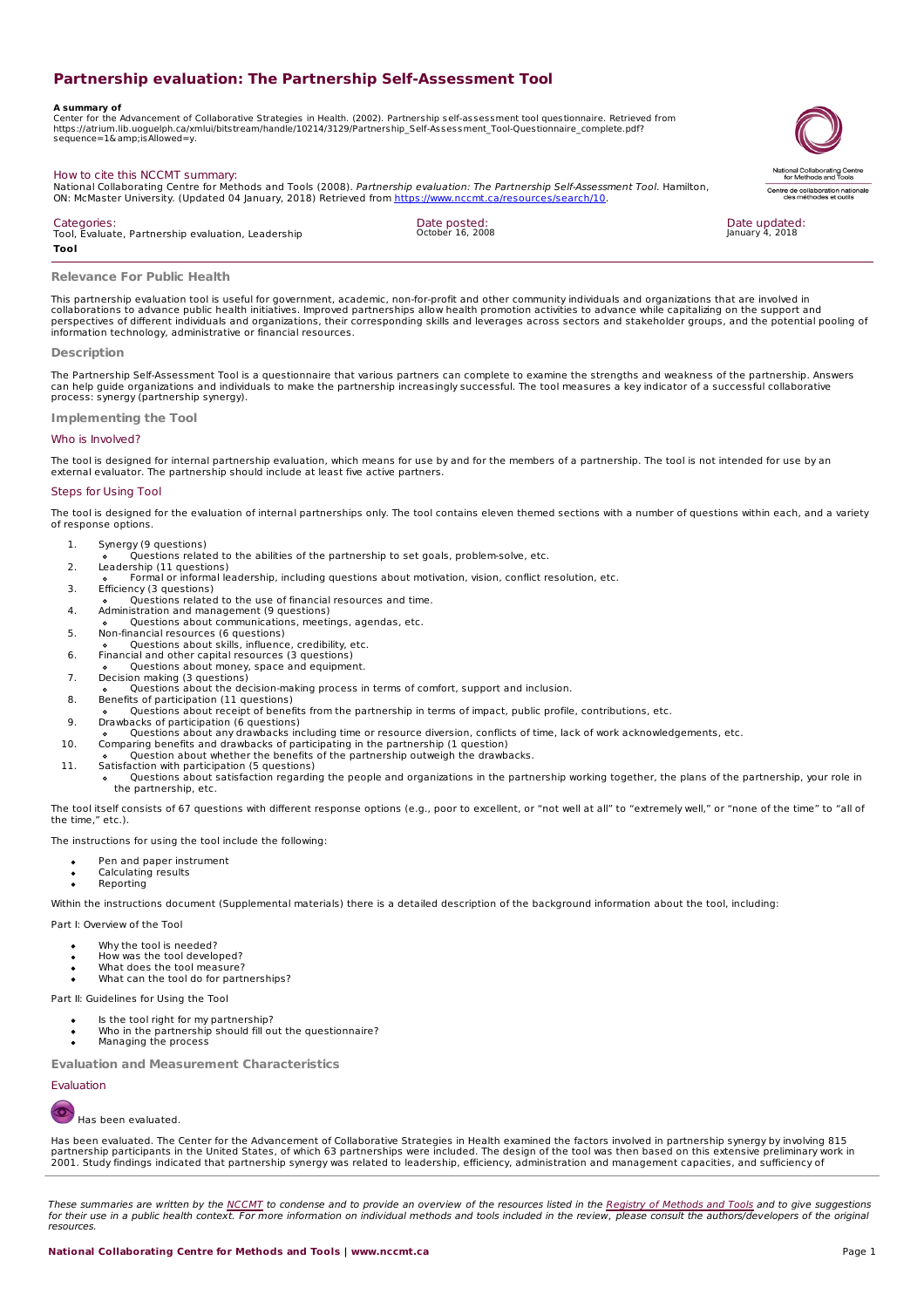# Partnership evaluation: The Partnership Self-Assessment Tool

**A summary of**

Center for the Advancement of Collaborative Strategies in Health. (2002). Partnership self-assessment tool questionnaire. Retrieved from https://atrium.lib.uoguelph.ca/xmlui/bitstream/handle/10214/3129/Partnership_Self-Assessment_Tool-Questionnaire_complete.pdf?sequence=1&amp;isAllowed=y.

How to cite this NCCMT summary:

National Collaborating Centre for Methods and Tools (2008). *Partnership evaluation: The Partnership Self-Assessment Tool*. Hamilton, ON: McMaster University. (Updated 04 January, 2018) Retrieved from https://www.nccmt.ca/resources/search/10.

Categories:
Tool, Evaluate, Partnership evaluation, Leadership

Date posted:
October 16, 2008

Date updated:
January 4, 2018

**Tool**

## Relevance For Public Health

This partnership evaluation tool is useful for government, academic, non-for-profit and other community individuals and organizations that are involved in collaborations to advance public health initiatives. Improved partnerships allow health promotion activities to advance while capitalizing on the support and perspectives of different individuals and organizations, their corresponding skills and leverages across sectors and stakeholder groups, and the potential pooling of information technology, administrative or financial resources.

## Description

The Partnership Self-Assessment Tool is a questionnaire that various partners can complete to examine the strengths and weakness of the partnership. Answers can help guide organizations and individuals to make the partnership increasingly successful. The tool measures a key indicator of a successful collaborative process: synergy (partnership synergy).

## Implementing the Tool

### Who is Involved?

The tool is designed for internal partnership evaluation, which means for use by and for the members of a partnership. The tool is not intended for use by an external evaluator. The partnership should include at least five active partners.

### Steps for Using Tool

The tool is designed for the evaluation of internal partnerships only. The tool contains eleven themed sections with a number of questions within each, and a variety of response options.

1. Synergy (9 questions)
   - Questions related to the abilities of the partnership to set goals, problem-solve, etc.
2. Leadership (11 questions)
   - Formal or informal leadership, including questions about motivation, vision, conflict resolution, etc.
3. Efficiency (3 questions)
   - Questions related to the use of financial resources and time.
4. Administration and management (9 questions)
   - Questions about communications, meetings, agendas, etc.
5. Non-financial resources (6 questions)
   - Questions about skills, influence, credibility, etc.
6. Financial and other capital resources (3 questions)
   - Questions about money, space and equipment.
7. Decision making (3 questions)
   - Questions about the decision-making process in terms of comfort, support and inclusion.
8. Benefits of participation (11 questions)
   - Questions about receipt of benefits from the partnership in terms of impact, public profile, contributions, etc.
9. Drawbacks of participation (6 questions)
   - Questions about any drawbacks including time or resource diversion, conflicts of time, lack of work acknowledgements, etc.
10. Comparing benefits and drawbacks of participating in the partnership (1 question)
    - Question about whether the benefits of the partnership outweigh the drawbacks.
11. Satisfaction with participation (5 questions)
    - Questions about satisfaction regarding the people and organizations in the partnership working together, the plans of the partnership, your role in the partnership, etc.

The tool itself consists of 67 questions with different response options (e.g., poor to excellent, or "not well at all" to "extremely well," or "none of the time" to "all of the time," etc.).

The instructions for using the tool include the following:

- Pen and paper instrument
- Calculating results
- Reporting

Within the instructions document (Supplemental materials) there is a detailed description of the background information about the tool, including:

Part I: Overview of the Tool

- Why the tool is needed?
- How was the tool developed?
- What does the tool measure?
- What can the tool do for partnerships?

Part II: Guidelines for Using the Tool

- Is the tool right for my partnership?
- Who in the partnership should fill out the questionnaire?
- Managing the process

## Evaluation and Measurement Characteristics

### Evaluation

Has been evaluated.

Has been evaluated. The Center for the Advancement of Collaborative Strategies in Health examined the factors involved in partnership synergy by involving 815 partnership participants in the United States, of which 63 partnerships were included. The design of the tool was then based on this extensive preliminary work in 2001. Study findings indicated that partnership synergy was related to leadership, efficiency, administration and management capacities, and sufficiency of

*These summaries are written by the NCCMT to condense and to provide an overview of the resources listed in the Registry of Methods and Tools and to give suggestions for their use in a public health context. For more information on individual methods and tools included in the review, please consult the authors/developers of the original resources.*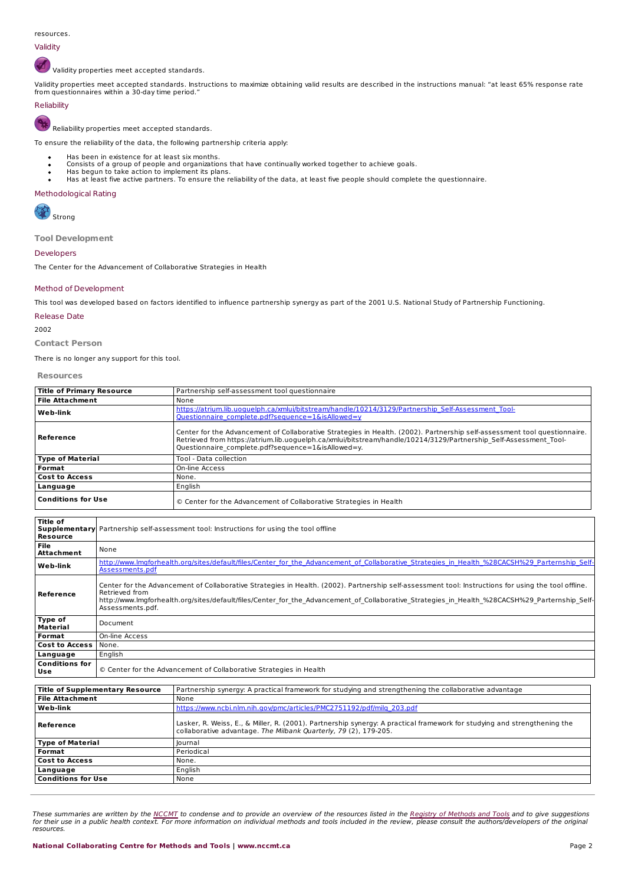resources.

### Validity

Validity properties meet accepted standards.

Validity properties meet accepted standards. Instructions to maximize obtaining valid results are described in the instructions manual: "at least 65% response rate from questionnaires within a 30-day time period."

### Reliability

Reliability properties meet accepted standards.

To ensure the reliability of the data, the following partnership criteria apply:

- Has been in existence for at least six months.
- Consists of a group of people and organizations that have continually worked together to achieve goals.
- Has begun to take action to implement its plans.
- Has at least five active partners. To ensure the reliability of the data, at least five people should complete the questionnaire.

### Methodological Rating

Strong

## Tool Development

### Developers

The Center for the Advancement of Collaborative Strategies in Health

### Method of Development

This tool was developed based on factors identified to influence partnership synergy as part of the 2001 U.S. National Study of Partnership Functioning.

### Release Date

2002

## Contact Person

There is no longer any support for this tool.

## Resources

| **Title of Primary Resource** | Partnership self-assessment tool questionnaire |
|---|---|
| **File Attachment** | None |
| **Web-link** | https://atrium.lib.uoguelph.ca/xmlui/bitstream/handle/10214/3129/Partnership_Self-Assessment_Tool-Questionnaire_complete.pdf?sequence=1&isAllowed=y |
| **Reference** | Center for the Advancement of Collaborative Strategies in Health. (2002). Partnership self-assessment tool questionnaire. Retrieved from https://atrium.lib.uoguelph.ca/xmlui/bitstream/handle/10214/3129/Partnership_Self-Assessment_Tool-Questionnaire_complete.pdf?sequence=1&isAllowed=y. |
| **Type of Material** | Tool - Data collection |
| **Format** | On-line Access |
| **Cost to Access** | None. |
| **Language** | English |
| **Conditions for Use** | © Center for the Advancement of Collaborative Strategies in Health |

| **Title of Supplementary Resource** | Partnership self-assessment tool: Instructions for using the tool offline |
|---|---|
| **File Attachment** | None |
| **Web-link** | http://www.lmgforhealth.org/sites/default/files/Center_for_the_Advancement_of_Collaborative_Strategies_in_Health_%28CACSH%29_Partnership_Self-Assessments.pdf |
| **Reference** | Center for the Advancement of Collaborative Strategies in Health. (2002). Partnership self-assessment tool: Instructions for using the tool offline. Retrieved from http://www.lmgforhealth.org/sites/default/files/Center_for_the_Advancement_of_Collaborative_Strategies_in_Health_%28CACSH%29_Partnership_Self-Assessments.pdf. |
| **Type of Material** | Document |
| **Format** | On-line Access |
| **Cost to Access** | None. |
| **Language** | English |
| **Conditions for Use** | © Center for the Advancement of Collaborative Strategies in Health |

| **Title of Supplementary Resource** | Partnership synergy: A practical framework for studying and strengthening the collaborative advantage |
|---|---|
| **File Attachment** | None |
| **Web-link** | https://www.ncbi.nlm.nih.gov/pmc/articles/PMC2751192/pdf/milq_203.pdf |
| **Reference** | Lasker, R. Weiss, E., & Miller, R. (2001). Partnership synergy: A practical framework for studying and strengthening the collaborative advantage. *The Milbank Quarterly, 79* (2), 179-205. |
| **Type of Material** | Journal |
| **Format** | Periodical |
| **Cost to Access** | None. |
| **Language** | English |
| **Conditions for Use** | None |

*These summaries are written by the NCCMT to condense and to provide an overview of the resources listed in the Registry of Methods and Tools and to give suggestions for their use in a public health context. For more information on individual methods and tools included in the review, please consult the authors/developers of the original resources.*